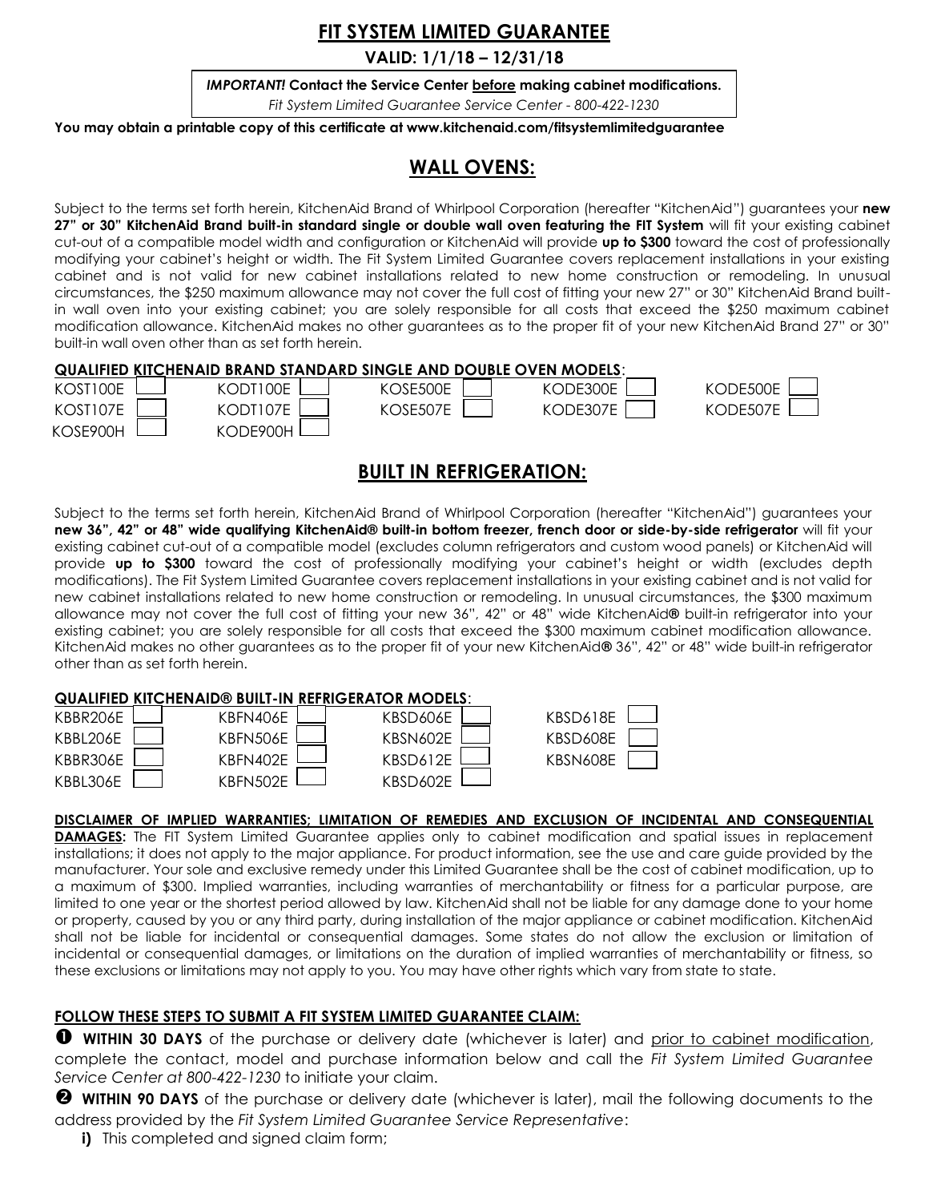# FIT SYSTEM LIMITED GUARANTEE

**VALID: 1/1/18 – 12/31/18**

***IMPORTANT!*** **Contact the Service Center <u>before</u> making cabinet modifications.**

*Fit System Limited Guarantee Service Center - 800-422-1230*

**You may obtain a printable copy of this certificate at www.kitchenaid.com/fitsystemlimitedguarantee**

## WALL OVENS:

Subject to the terms set forth herein, KitchenAid Brand of Whirlpool Corporation (hereafter "KitchenAid") guarantees your **new 27" or 30" KitchenAid Brand built-in standard single or double wall oven featuring the FIT System** will fit your existing cabinet cut-out of a compatible model width and configuration or KitchenAid will provide **up to $300** toward the cost of professionally modifying your cabinet's height or width. The Fit System Limited Guarantee covers replacement installations in your existing cabinet and is not valid for new cabinet installations related to new home construction or remodeling. In unusual circumstances, the $250 maximum allowance may not cover the full cost of fitting your new 27" or 30" KitchenAid Brand built-in wall oven into your existing cabinet; you are solely responsible for all costs that exceed the $250 maximum cabinet modification allowance. KitchenAid makes no other guarantees as to the proper fit of your new KitchenAid Brand 27" or 30" built-in wall oven other than as set forth herein.

**QUALIFIED KITCHENAID BRAND STANDARD SINGLE AND DOUBLE OVEN MODELS**:

| | | | | |
|---|---|---|---|---|
| KOST100E ☐ | KODT100E ☐ | KOSE500E ☐ | KODE300E ☐ | KODE500E ☐ |
| KOST107E ☐ | KODT107E ☐ | KOSE507E ☐ | KODE307E ☐ | KODE507E ☐ |
| KOSE900H ☐ | KODE900H ☐ | | | |

## BUILT IN REFRIGERATION:

Subject to the terms set forth herein, KitchenAid Brand of Whirlpool Corporation (hereafter "KitchenAid") guarantees your **new 36", 42" or 48" wide qualifying KitchenAid® built-in bottom freezer, french door or side-by-side refrigerator** will fit your existing cabinet cut-out of a compatible model (excludes column refrigerators and custom wood panels) or KitchenAid will provide **up to $300** toward the cost of professionally modifying your cabinet's height or width (excludes depth modifications). The Fit System Limited Guarantee covers replacement installations in your existing cabinet and is not valid for new cabinet installations related to new home construction or remodeling. In unusual circumstances, the $300 maximum allowance may not cover the full cost of fitting your new 36", 42" or 48" wide KitchenAid**®** built-in refrigerator into your existing cabinet; you are solely responsible for all costs that exceed the $300 maximum cabinet modification allowance. KitchenAid makes no other guarantees as to the proper fit of your new KitchenAid**®** 36", 42" or 48" wide built-in refrigerator other than as set forth herein.

**QUALIFIED KITCHENAID® BUILT-IN REFRIGERATOR MODELS**:

| | | | |
|---|---|---|---|
| KBBR206E ☐ | KBFN406E ☐ | KBSD606E ☐ | KBSD618E ☐ |
| KBBL206E ☐ | KBFN506E ☐ | KBSN602E ☐ | KBSD608E ☐ |
| KBBR306E ☐ | KBFN402E ☐ | KBSD612E ☐ | KBSN608E ☐ |
| KBBL306E ☐ | KBFN502E ☐ | KBSD602E ☐ | |

**<u>DISCLAIMER OF IMPLIED WARRANTIES; LIMITATION OF REMEDIES AND EXCLUSION OF INCIDENTAL AND CONSEQUENTIAL DAMAGES:</u>** The FIT System Limited Guarantee applies only to cabinet modification and spatial issues in replacement installations; it does not apply to the major appliance. For product information, see the use and care guide provided by the manufacturer. Your sole and exclusive remedy under this Limited Guarantee shall be the cost of cabinet modification, up to a maximum of $300. Implied warranties, including warranties of merchantability or fitness for a particular purpose, are limited to one year or the shortest period allowed by law. KitchenAid shall not be liable for any damage done to your home or property, caused by you or any third party, during installation of the major appliance or cabinet modification. KitchenAid shall not be liable for incidental or consequential damages. Some states do not allow the exclusion or limitation of incidental or consequential damages, or limitations on the duration of implied warranties of merchantability or fitness, so these exclusions or limitations may not apply to you. You may have other rights which vary from state to state.

**<u>FOLLOW THESE STEPS TO SUBMIT A FIT SYSTEM LIMITED GUARANTEE CLAIM:</u>**

❶ **WITHIN 30 DAYS** of the purchase or delivery date (whichever is later) and <u>prior to cabinet modification</u>, complete the contact, model and purchase information below and call the *Fit System Limited Guarantee Service Center at 800-422-1230* to initiate your claim.

❷ **WITHIN 90 DAYS** of the purchase or delivery date (whichever is later), mail the following documents to the address provided by the *Fit System Limited Guarantee Service Representative*:

**i)** This completed and signed claim form;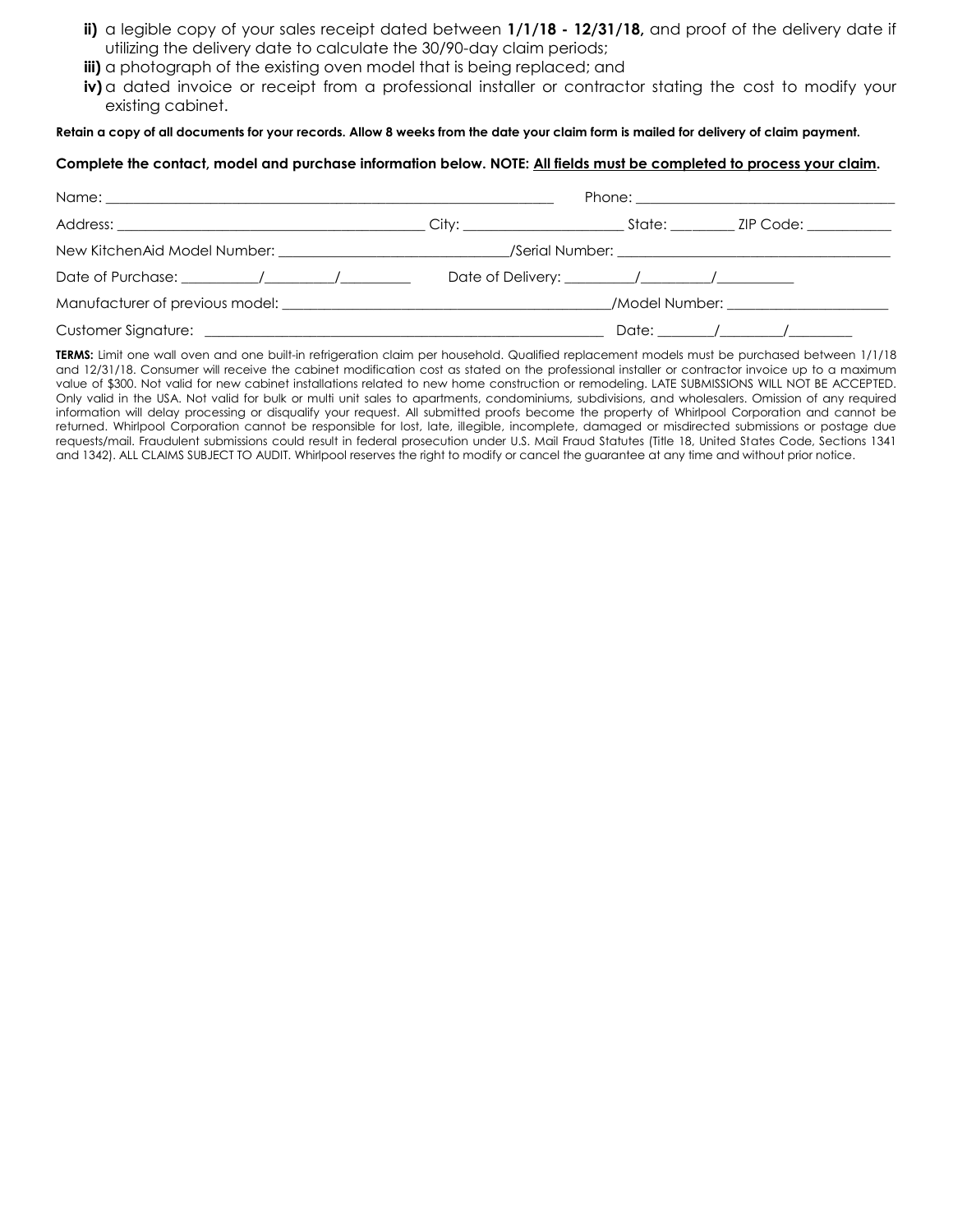**ii)** a legible copy of your sales receipt dated between **1/1/18 - 12/31/18,** and proof of the delivery date if utilizing the delivery date to calculate the 30/90-day claim periods;

**iii)** a photograph of the existing oven model that is being replaced; and

**iv)** a dated invoice or receipt from a professional installer or contractor stating the cost to modify your existing cabinet.

**Retain a copy of all documents for your records. Allow 8 weeks from the date your claim form is mailed for delivery of claim payment.**

**Complete the contact, model and purchase information below. NOTE: <u>All fields must be completed to process your claim</u>.**

Name: ______________________________ Phone: ______________________________

Address: ______________________________ City: ______________ State: ________ ZIP Code: __________

New KitchenAid Model Number: ______________________________/Serial Number: ______________________________

Date of Purchase: ________/________/________ Date of Delivery: ________/________/________

Manufacturer of previous model: ______________________________/Model Number: ______________________

Customer Signature: ______________________________ Date: _______/_______/_______

**TERMS:** Limit one wall oven and one built-in refrigeration claim per household. Qualified replacement models must be purchased between 1/1/18 and 12/31/18. Consumer will receive the cabinet modification cost as stated on the professional installer or contractor invoice up to a maximum value of $300. Not valid for new cabinet installations related to new home construction or remodeling. LATE SUBMISSIONS WILL NOT BE ACCEPTED. Only valid in the USA. Not valid for bulk or multi unit sales to apartments, condominiums, subdivisions, and wholesalers. Omission of any required information will delay processing or disqualify your request. All submitted proofs become the property of Whirlpool Corporation and cannot be returned. Whirlpool Corporation cannot be responsible for lost, late, illegible, incomplete, damaged or misdirected submissions or postage due requests/mail. Fraudulent submissions could result in federal prosecution under U.S. Mail Fraud Statutes (Title 18, United States Code, Sections 1341 and 1342). ALL CLAIMS SUBJECT TO AUDIT. Whirlpool reserves the right to modify or cancel the guarantee at any time and without prior notice.